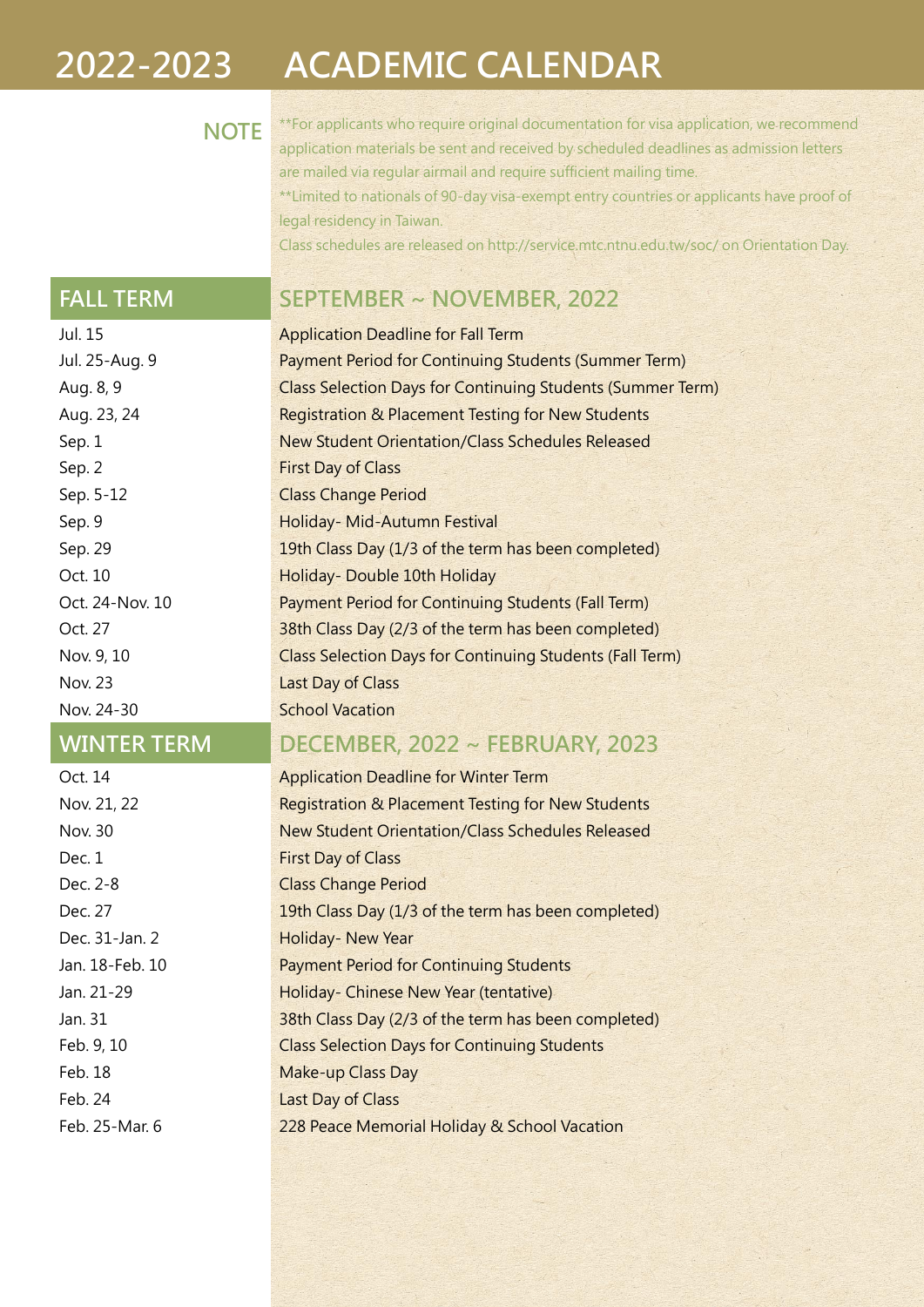# 2022-2023 ACADEMIC CALENDAR

**NOTE**

**For applicants who require original documentation for visa application, we recommend application materials be sent and received by scheduled deadlines as admission letters are mailed via regular airmail and require sufficient mailing time.

**Limited to nationals of 90-day visa-exempt entry countries or applicants have proof of legal residency in Taiwan.

Class schedules are released on http://service.mtc.ntnu.edu.tw/soc/ on Orientation Day.

## FALL TERM — SEPTEMBER ~ NOVEMBER, 2022

| Date | Event |
|---|---|
| Jul. 15 | Application Deadline for Fall Term |
| Jul. 25-Aug. 9 | Payment Period for Continuing Students (Summer Term) |
| Aug. 8, 9 | Class Selection Days for Continuing Students (Summer Term) |
| Aug. 23, 24 | Registration & Placement Testing for New Students |
| Sep. 1 | New Student Orientation/Class Schedules Released |
| Sep. 2 | First Day of Class |
| Sep. 5-12 | Class Change Period |
| Sep. 9 | Holiday- Mid-Autumn Festival |
| Sep. 29 | 19th Class Day (1/3 of the term has been completed) |
| Oct. 10 | Holiday- Double 10th Holiday |
| Oct. 24-Nov. 10 | Payment Period for Continuing Students (Fall Term) |
| Oct. 27 | 38th Class Day (2/3 of the term has been completed) |
| Nov. 9, 10 | Class Selection Days for Continuing Students (Fall Term) |
| Nov. 23 | Last Day of Class |
| Nov. 24-30 | School Vacation |

## WINTER TERM — DECEMBER, 2022 ~ FEBRUARY, 2023

| Date | Event |
|---|---|
| Oct. 14 | Application Deadline for Winter Term |
| Nov. 21, 22 | Registration & Placement Testing for New Students |
| Nov. 30 | New Student Orientation/Class Schedules Released |
| Dec. 1 | First Day of Class |
| Dec. 2-8 | Class Change Period |
| Dec. 27 | 19th Class Day (1/3 of the term has been completed) |
| Dec. 31-Jan. 2 | Holiday- New Year |
| Jan. 18-Feb. 10 | Payment Period for Continuing Students |
| Jan. 21-29 | Holiday- Chinese New Year (tentative) |
| Jan. 31 | 38th Class Day (2/3 of the term has been completed) |
| Feb. 9, 10 | Class Selection Days for Continuing Students |
| Feb. 18 | Make-up Class Day |
| Feb. 24 | Last Day of Class |
| Feb. 25-Mar. 6 | 228 Peace Memorial Holiday & School Vacation |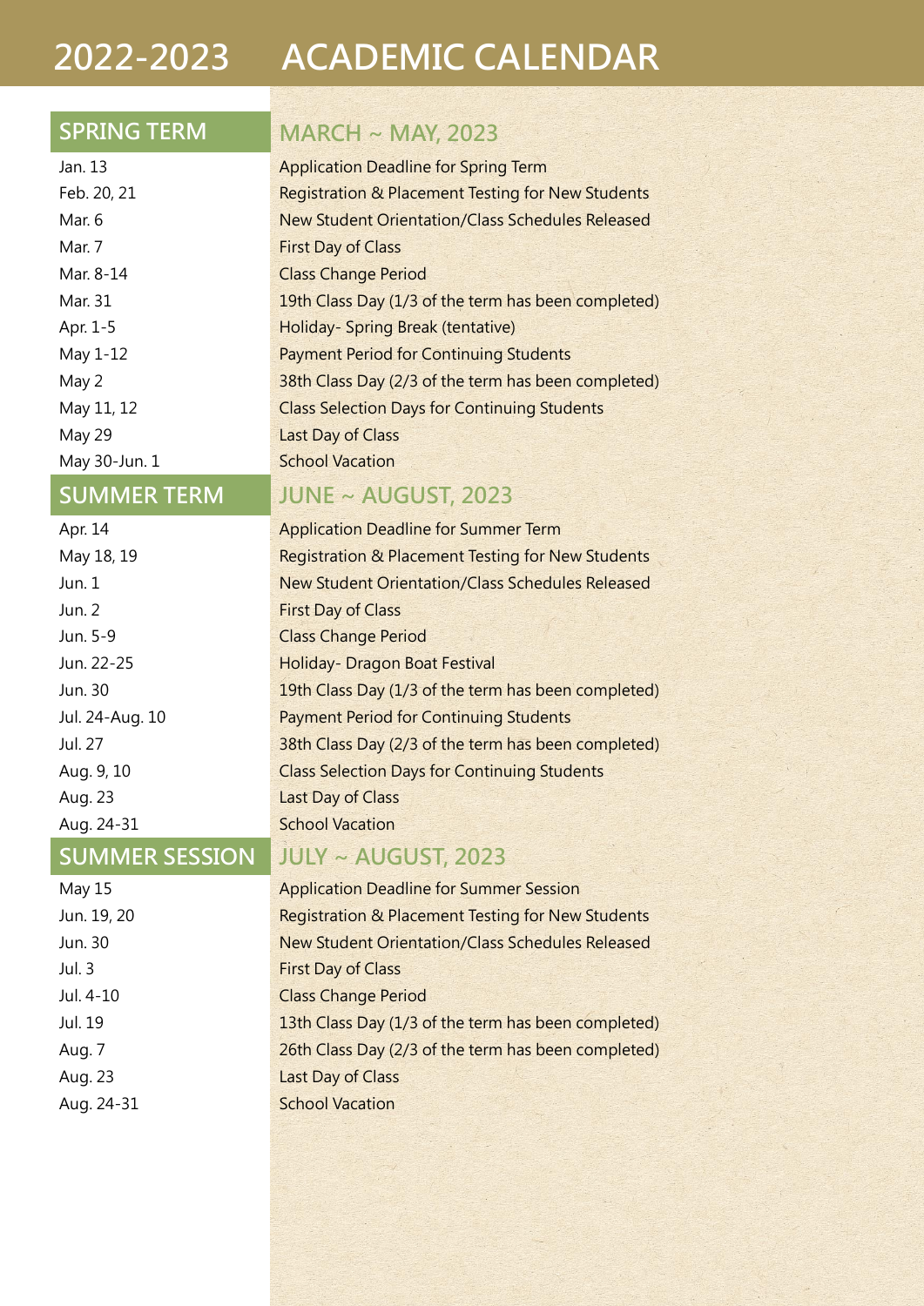# 2022-2023 ACADEMIC CALENDAR

## SPRING TERM — MARCH ~ MAY, 2023

| | |
|---|---|
| Jan. 13 | Application Deadline for Spring Term |
| Feb. 20, 21 | Registration & Placement Testing for New Students |
| Mar. 6 | New Student Orientation/Class Schedules Released |
| Mar. 7 | First Day of Class |
| Mar. 8-14 | Class Change Period |
| Mar. 31 | 19th Class Day (1/3 of the term has been completed) |
| Apr. 1-5 | Holiday- Spring Break (tentative) |
| May 1-12 | Payment Period for Continuing Students |
| May 2 | 38th Class Day (2/3 of the term has been completed) |
| May 11, 12 | Class Selection Days for Continuing Students |
| May 29 | Last Day of Class |
| May 30-Jun. 1 | School Vacation |

## SUMMER TERM — JUNE ~ AUGUST, 2023

| | |
|---|---|
| Apr. 14 | Application Deadline for Summer Term |
| May 18, 19 | Registration & Placement Testing for New Students |
| Jun. 1 | New Student Orientation/Class Schedules Released |
| Jun. 2 | First Day of Class |
| Jun. 5-9 | Class Change Period |
| Jun. 22-25 | Holiday- Dragon Boat Festival |
| Jun. 30 | 19th Class Day (1/3 of the term has been completed) |
| Jul. 24-Aug. 10 | Payment Period for Continuing Students |
| Jul. 27 | 38th Class Day (2/3 of the term has been completed) |
| Aug. 9, 10 | Class Selection Days for Continuing Students |
| Aug. 23 | Last Day of Class |
| Aug. 24-31 | School Vacation |

## SUMMER SESSION — JULY ~ AUGUST, 2023

| | |
|---|---|
| May 15 | Application Deadline for Summer Session |
| Jun. 19, 20 | Registration & Placement Testing for New Students |
| Jun. 30 | New Student Orientation/Class Schedules Released |
| Jul. 3 | First Day of Class |
| Jul. 4-10 | Class Change Period |
| Jul. 19 | 13th Class Day (1/3 of the term has been completed) |
| Aug. 7 | 26th Class Day (2/3 of the term has been completed) |
| Aug. 23 | Last Day of Class |
| Aug. 24-31 | School Vacation |